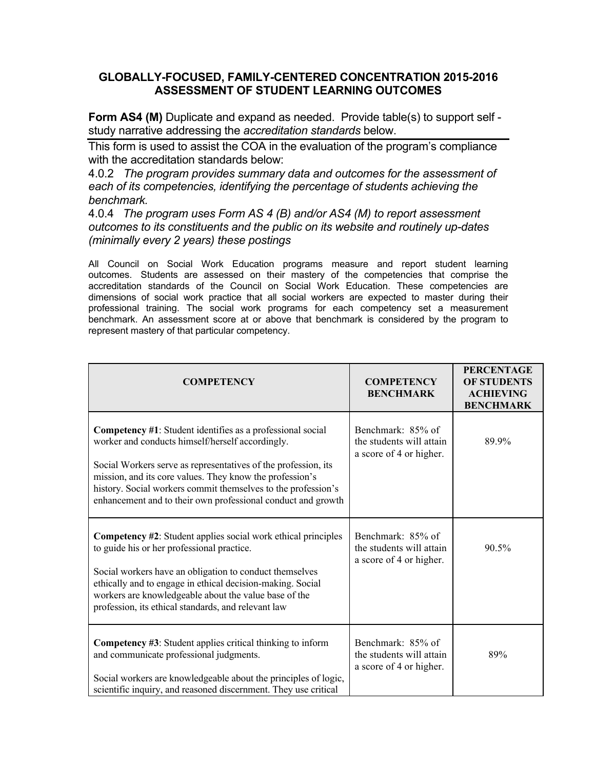## GLOBALLY-FOCUSED, FAMILY-CENTERED CONCENTRATION 2015-2016 ASSESSMENT OF STUDENT LEARNING OUTCOMES

**Form AS4 (M)** Duplicate and expand as needed. Provide table(s) to support self - study narrative addressing the *accreditation standards* below.

This form is used to assist the COA in the evaluation of the program's compliance with the accreditation standards below:

4.0.2 *The program provides summary data and outcomes for the assessment of each of its competencies, identifying the percentage of students achieving the benchmark.*

4.0.4 *The program uses Form AS 4 (B) and/or AS4 (M) to report assessment outcomes to its constituents and the public on its website and routinely up-dates (minimally every 2 years) these postings*

All Council on Social Work Education programs measure and report student learning outcomes. Students are assessed on their mastery of the competencies that comprise the accreditation standards of the Council on Social Work Education. These competencies are dimensions of social work practice that all social workers are expected to master during their professional training. The social work programs for each competency set a measurement benchmark. An assessment score at or above that benchmark is considered by the program to represent mastery of that particular competency.

| COMPETENCY | COMPETENCY BENCHMARK | PERCENTAGE OF STUDENTS ACHIEVING BENCHMARK |
|---|---|---|
| **Competency #1**: Student identifies as a professional social worker and conducts himself/herself accordingly.<br><br>Social Workers serve as representatives of the profession, its mission, and its core values. They know the profession's history. Social workers commit themselves to the profession's enhancement and to their own professional conduct and growth | Benchmark: 85% of the students will attain a score of 4 or higher. | 89.9% |
| **Competency #2**: Student applies social work ethical principles to guide his or her professional practice.<br><br>Social workers have an obligation to conduct themselves ethically and to engage in ethical decision-making. Social workers are knowledgeable about the value base of the profession, its ethical standards, and relevant law | Benchmark: 85% of the students will attain a score of 4 or higher. | 90.5% |
| **Competency #3**: Student applies critical thinking to inform and communicate professional judgments.<br><br>Social workers are knowledgeable about the principles of logic, scientific inquiry, and reasoned discernment. They use critical | Benchmark: 85% of the students will attain a score of 4 or higher. | 89% |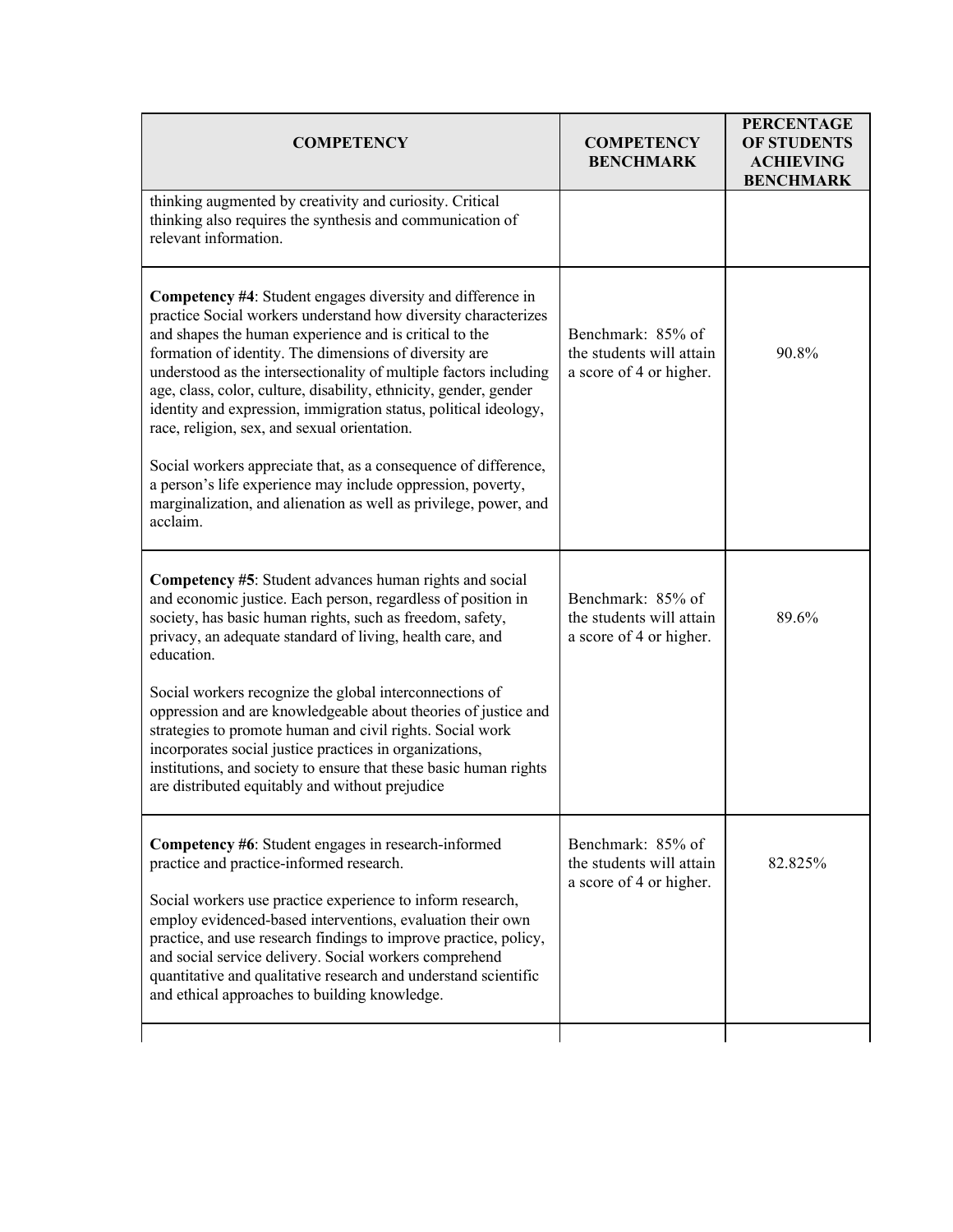| COMPETENCY | COMPETENCY BENCHMARK | PERCENTAGE OF STUDENTS ACHIEVING BENCHMARK |
|---|---|---|
| thinking augmented by creativity and curiosity. Critical thinking also requires the synthesis and communication of relevant information. | | |
| **Competency #4**: Student engages diversity and difference in practice Social workers understand how diversity characterizes and shapes the human experience and is critical to the formation of identity. The dimensions of diversity are understood as the intersectionality of multiple factors including age, class, color, culture, disability, ethnicity, gender, gender identity and expression, immigration status, political ideology, race, religion, sex, and sexual orientation.<br><br>Social workers appreciate that, as a consequence of difference, a person's life experience may include oppression, poverty, marginalization, and alienation as well as privilege, power, and acclaim. | Benchmark: 85% of the students will attain a score of 4 or higher. | 90.8% |
| **Competency #5**: Student advances human rights and social and economic justice. Each person, regardless of position in society, has basic human rights, such as freedom, safety, privacy, an adequate standard of living, health care, and education.<br><br>Social workers recognize the global interconnections of oppression and are knowledgeable about theories of justice and strategies to promote human and civil rights. Social work incorporates social justice practices in organizations, institutions, and society to ensure that these basic human rights are distributed equitably and without prejudice | Benchmark: 85% of the students will attain a score of 4 or higher. | 89.6% |
| **Competency #6**: Student engages in research-informed practice and practice-informed research.<br><br>Social workers use practice experience to inform research, employ evidenced-based interventions, evaluation their own practice, and use research findings to improve practice, policy, and social service delivery. Social workers comprehend quantitative and qualitative research and understand scientific and ethical approaches to building knowledge. | Benchmark: 85% of the students will attain a score of 4 or higher. | 82.825% |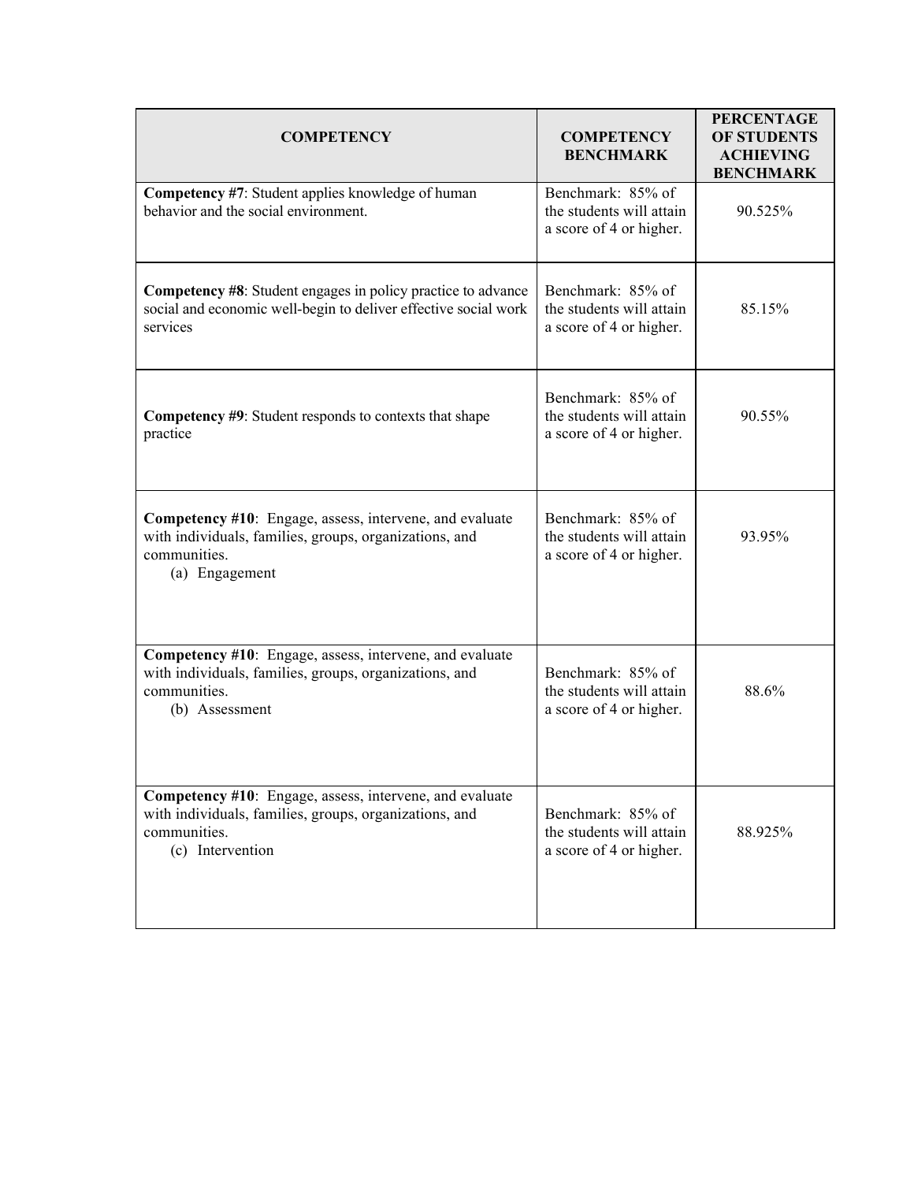| COMPETENCY | COMPETENCY BENCHMARK | PERCENTAGE OF STUDENTS ACHIEVING BENCHMARK |
|---|---|---|
| **Competency #7**: Student applies knowledge of human behavior and the social environment. | Benchmark: 85% of the students will attain a score of 4 or higher. | 90.525% |
| **Competency #8**: Student engages in policy practice to advance social and economic well-begin to deliver effective social work services | Benchmark: 85% of the students will attain a score of 4 or higher. | 85.15% |
| **Competency #9**: Student responds to contexts that shape practice | Benchmark: 85% of the students will attain a score of 4 or higher. | 90.55% |
| **Competency #10**: Engage, assess, intervene, and evaluate with individuals, families, groups, organizations, and communities. (a) Engagement | Benchmark: 85% of the students will attain a score of 4 or higher. | 93.95% |
| **Competency #10**: Engage, assess, intervene, and evaluate with individuals, families, groups, organizations, and communities. (b) Assessment | Benchmark: 85% of the students will attain a score of 4 or higher. | 88.6% |
| **Competency #10**: Engage, assess, intervene, and evaluate with individuals, families, groups, organizations, and communities. (c) Intervention | Benchmark: 85% of the students will attain a score of 4 or higher. | 88.925% |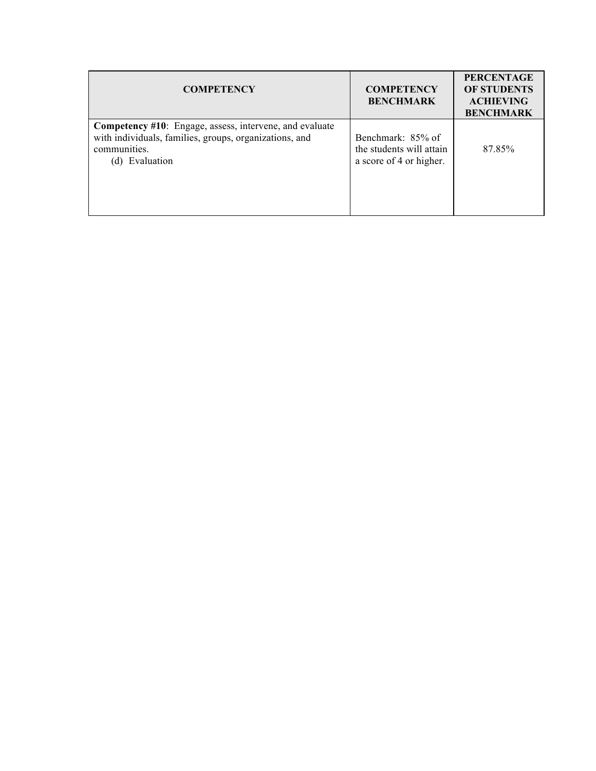| COMPETENCY | COMPETENCY BENCHMARK | PERCENTAGE OF STUDENTS ACHIEVING BENCHMARK |
|---|---|---|
| **Competency #10**: Engage, assess, intervene, and evaluate with individuals, families, groups, organizations, and communities.<br>(d) Evaluation | Benchmark: 85% of the students will attain a score of 4 or higher. | 87.85% |